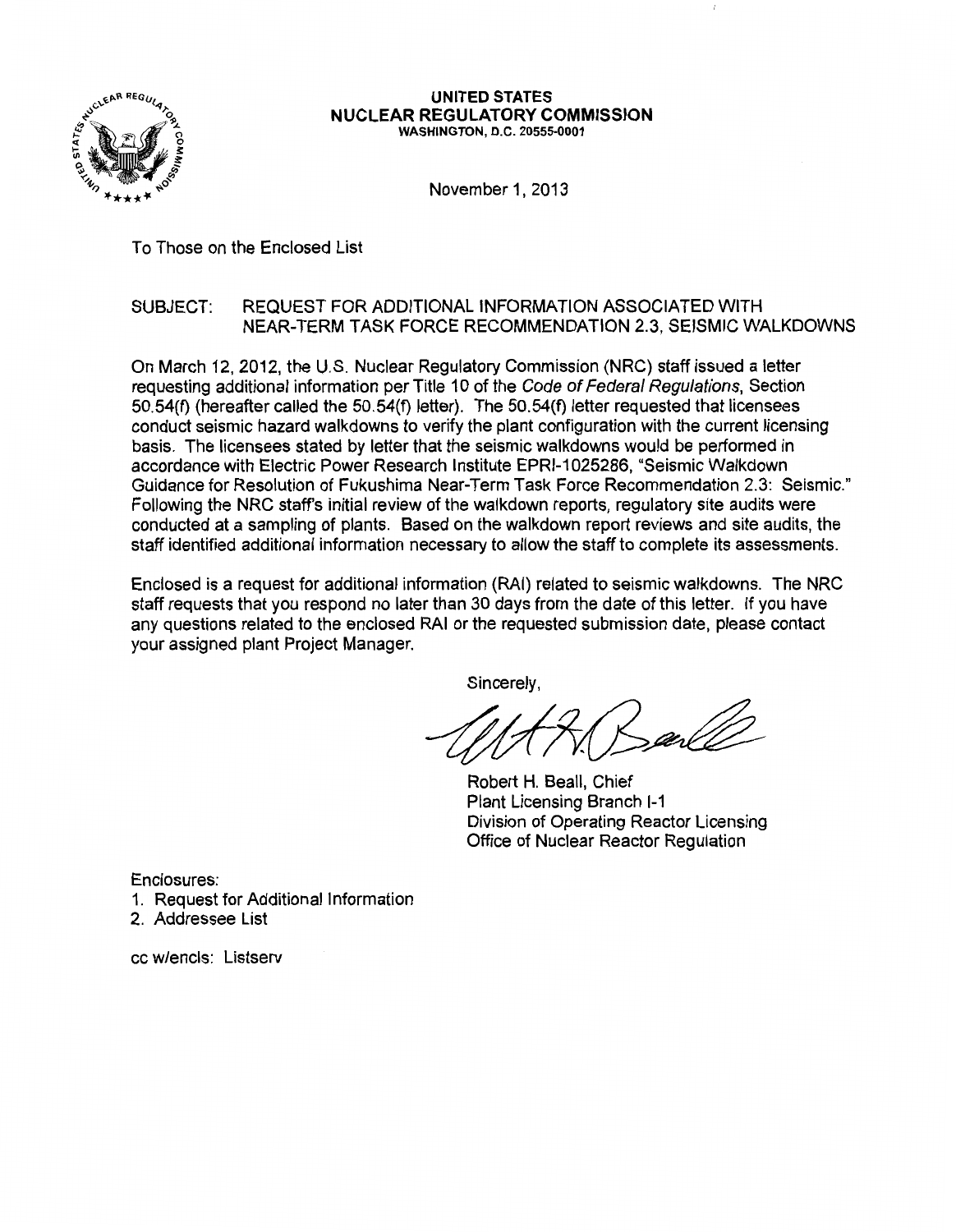**UNITED STATES**
**NUCLEAR REGULATORY COMMISSION**
WASHINGTON, D.C. 20555-0001

November 1, 2013

To Those on the Enclosed List

SUBJECT: REQUEST FOR ADDITIONAL INFORMATION ASSOCIATED WITH NEAR-TERM TASK FORCE RECOMMENDATION 2.3, SEISMIC WALKDOWNS

On March 12, 2012, the U.S. Nuclear Regulatory Commission (NRC) staff issued a letter requesting additional information per Title 10 of the *Code of Federal Regulations*, Section 50.54(f) (hereafter called the 50.54(f) letter). The 50.54(f) letter requested that licensees conduct seismic hazard walkdowns to verify the plant configuration with the current licensing basis. The licensees stated by letter that the seismic walkdowns would be performed in accordance with Electric Power Research Institute EPRI-1025286, "Seismic Walkdown Guidance for Resolution of Fukushima Near-Term Task Force Recommendation 2.3: Seismic." Following the NRC staff's initial review of the walkdown reports, regulatory site audits were conducted at a sampling of plants. Based on the walkdown report reviews and site audits, the staff identified additional information necessary to allow the staff to complete its assessments.

Enclosed is a request for additional information (RAI) related to seismic walkdowns. The NRC staff requests that you respond no later than 30 days from the date of this letter. If you have any questions related to the enclosed RAI or the requested submission date, please contact your assigned plant Project Manager.

Sincerely,

Robert H. Beall, Chief
Plant Licensing Branch I-1
Division of Operating Reactor Licensing
Office of Nuclear Reactor Regulation

Enclosures:
1. Request for Additional Information
2. Addressee List

cc w/encls: Listserv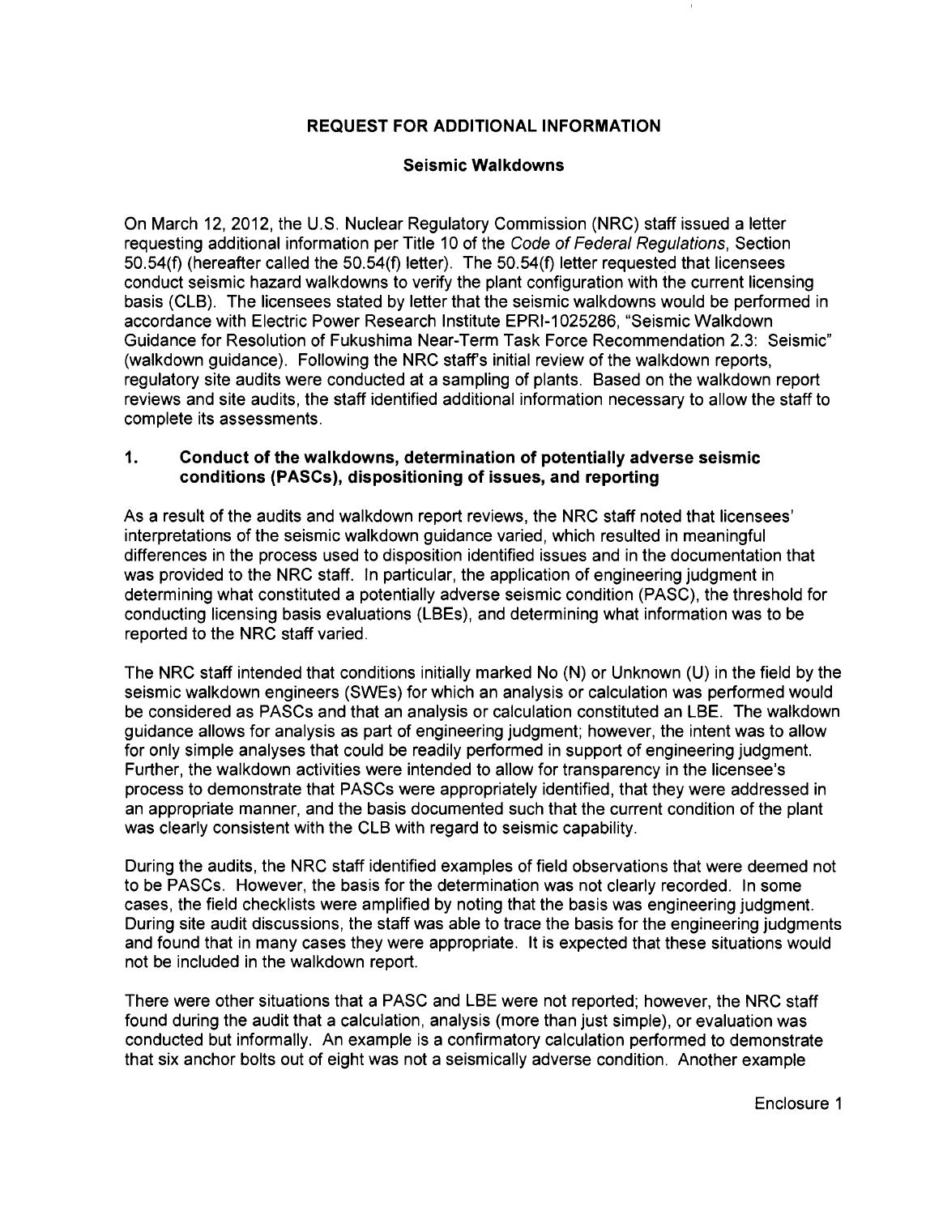## REQUEST FOR ADDITIONAL INFORMATION

### Seismic Walkdowns

On March 12, 2012, the U.S. Nuclear Regulatory Commission (NRC) staff issued a letter requesting additional information per Title 10 of the *Code of Federal Regulations*, Section 50.54(f) (hereafter called the 50.54(f) letter). The 50.54(f) letter requested that licensees conduct seismic hazard walkdowns to verify the plant configuration with the current licensing basis (CLB). The licensees stated by letter that the seismic walkdowns would be performed in accordance with Electric Power Research Institute EPRI-1025286, "Seismic Walkdown Guidance for Resolution of Fukushima Near-Term Task Force Recommendation 2.3: Seismic" (walkdown guidance). Following the NRC staff's initial review of the walkdown reports, regulatory site audits were conducted at a sampling of plants. Based on the walkdown report reviews and site audits, the staff identified additional information necessary to allow the staff to complete its assessments.

### 1. Conduct of the walkdowns, determination of potentially adverse seismic conditions (PASCs), dispositioning of issues, and reporting

As a result of the audits and walkdown report reviews, the NRC staff noted that licensees' interpretations of the seismic walkdown guidance varied, which resulted in meaningful differences in the process used to disposition identified issues and in the documentation that was provided to the NRC staff. In particular, the application of engineering judgment in determining what constituted a potentially adverse seismic condition (PASC), the threshold for conducting licensing basis evaluations (LBEs), and determining what information was to be reported to the NRC staff varied.

The NRC staff intended that conditions initially marked No (N) or Unknown (U) in the field by the seismic walkdown engineers (SWEs) for which an analysis or calculation was performed would be considered as PASCs and that an analysis or calculation constituted an LBE. The walkdown guidance allows for analysis as part of engineering judgment; however, the intent was to allow for only simple analyses that could be readily performed in support of engineering judgment. Further, the walkdown activities were intended to allow for transparency in the licensee's process to demonstrate that PASCs were appropriately identified, that they were addressed in an appropriate manner, and the basis documented such that the current condition of the plant was clearly consistent with the CLB with regard to seismic capability.

During the audits, the NRC staff identified examples of field observations that were deemed not to be PASCs. However, the basis for the determination was not clearly recorded. In some cases, the field checklists were amplified by noting that the basis was engineering judgment. During site audit discussions, the staff was able to trace the basis for the engineering judgments and found that in many cases they were appropriate. It is expected that these situations would not be included in the walkdown report.

There were other situations that a PASC and LBE were not reported; however, the NRC staff found during the audit that a calculation, analysis (more than just simple), or evaluation was conducted but informally. An example is a confirmatory calculation performed to demonstrate that six anchor bolts out of eight was not a seismically adverse condition. Another example

Enclosure 1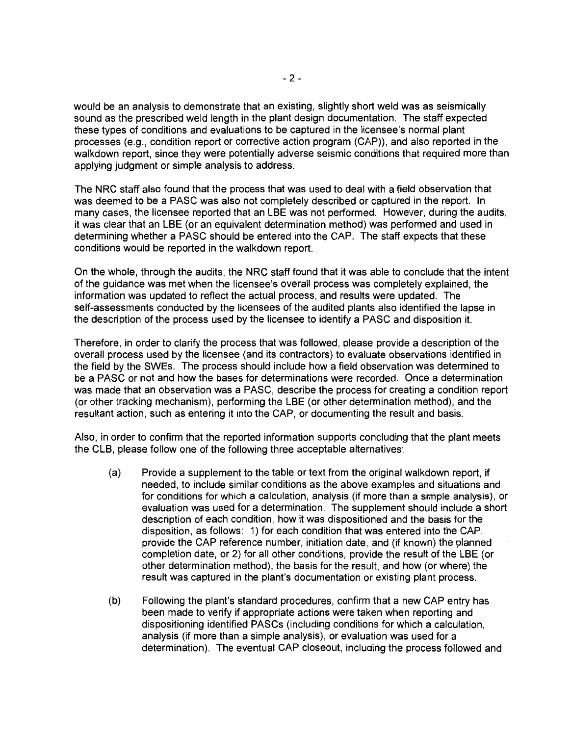would be an analysis to demonstrate that an existing, slightly short weld was as seismically sound as the prescribed weld length in the plant design documentation. The staff expected these types of conditions and evaluations to be captured in the licensee's normal plant processes (e.g., condition report or corrective action program (CAP)), and also reported in the walkdown report, since they were potentially adverse seismic conditions that required more than applying judgment or simple analysis to address.

The NRC staff also found that the process that was used to deal with a field observation that was deemed to be a PASC was also not completely described or captured in the report. In many cases, the licensee reported that an LBE was not performed. However, during the audits, it was clear that an LBE (or an equivalent determination method) was performed and used in determining whether a PASC should be entered into the CAP. The staff expects that these conditions would be reported in the walkdown report.

On the whole, through the audits, the NRC staff found that it was able to conclude that the intent of the guidance was met when the licensee's overall process was completely explained, the information was updated to reflect the actual process, and results were updated. The self-assessments conducted by the licensees of the audited plants also identified the lapse in the description of the process used by the licensee to identify a PASC and disposition it.

Therefore, in order to clarify the process that was followed, please provide a description of the overall process used by the licensee (and its contractors) to evaluate observations identified in the field by the SWEs. The process should include how a field observation was determined to be a PASC or not and how the bases for determinations were recorded. Once a determination was made that an observation was a PASC, describe the process for creating a condition report (or other tracking mechanism), performing the LBE (or other determination method), and the resultant action, such as entering it into the CAP, or documenting the result and basis.

Also, in order to confirm that the reported information supports concluding that the plant meets the CLB, please follow one of the following three acceptable alternatives:

(a) Provide a supplement to the table or text from the original walkdown report, if needed, to include similar conditions as the above examples and situations and for conditions for which a calculation, analysis (if more than a simple analysis), or evaluation was used for a determination. The supplement should include a short description of each condition, how it was dispositioned and the basis for the disposition, as follows: 1) for each condition that was entered into the CAP, provide the CAP reference number, initiation date, and (if known) the planned completion date, or 2) for all other conditions, provide the result of the LBE (or other determination method), the basis for the result, and how (or where) the result was captured in the plant's documentation or existing plant process.

(b) Following the plant's standard procedures, confirm that a new CAP entry has been made to verify if appropriate actions were taken when reporting and dispositioning identified PASCs (including conditions for which a calculation, analysis (if more than a simple analysis), or evaluation was used for a determination). The eventual CAP closeout, including the process followed and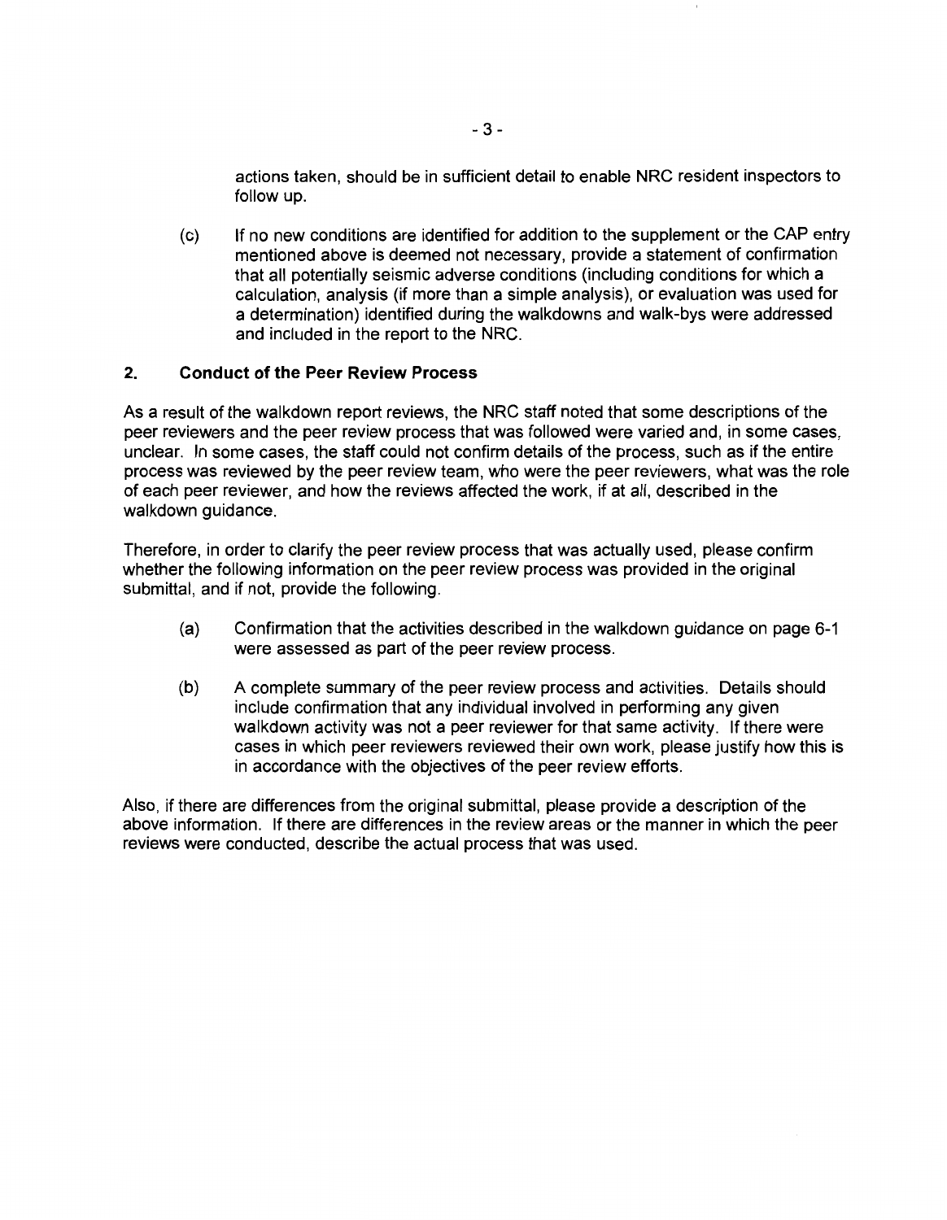actions taken, should be in sufficient detail to enable NRC resident inspectors to follow up.

(c) If no new conditions are identified for addition to the supplement or the CAP entry mentioned above is deemed not necessary, provide a statement of confirmation that all potentially seismic adverse conditions (including conditions for which a calculation, analysis (if more than a simple analysis), or evaluation was used for a determination) identified during the walkdowns and walk-bys were addressed and included in the report to the NRC.

## 2. Conduct of the Peer Review Process

As a result of the walkdown report reviews, the NRC staff noted that some descriptions of the peer reviewers and the peer review process that was followed were varied and, in some cases, unclear. In some cases, the staff could not confirm details of the process, such as if the entire process was reviewed by the peer review team, who were the peer reviewers, what was the role of each peer reviewer, and how the reviews affected the work, if at all, described in the walkdown guidance.

Therefore, in order to clarify the peer review process that was actually used, please confirm whether the following information on the peer review process was provided in the original submittal, and if not, provide the following.

(a) Confirmation that the activities described in the walkdown guidance on page 6-1 were assessed as part of the peer review process.

(b) A complete summary of the peer review process and activities. Details should include confirmation that any individual involved in performing any given walkdown activity was not a peer reviewer for that same activity. If there were cases in which peer reviewers reviewed their own work, please justify how this is in accordance with the objectives of the peer review efforts.

Also, if there are differences from the original submittal, please provide a description of the above information. If there are differences in the review areas or the manner in which the peer reviews were conducted, describe the actual process that was used.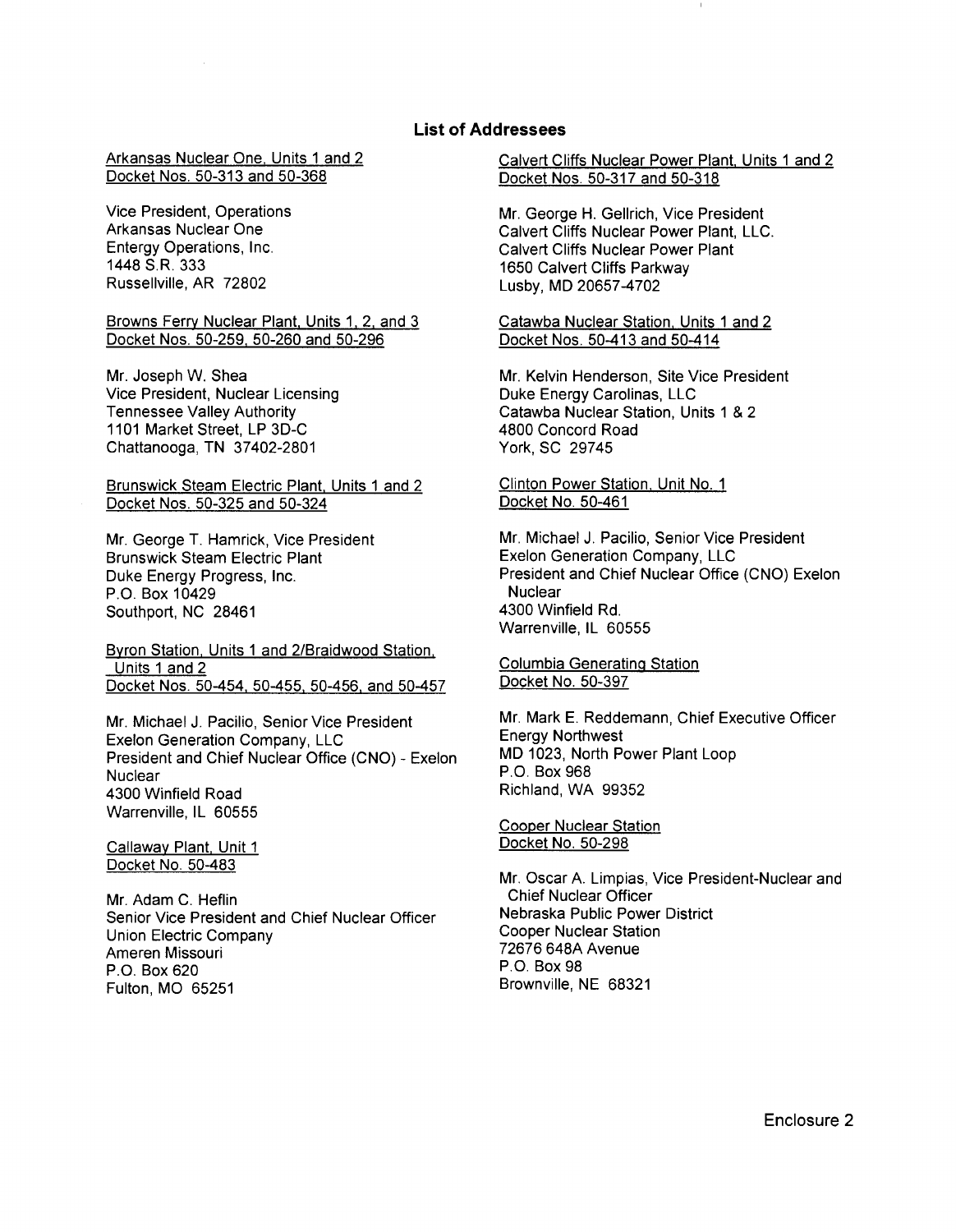## List of Addressees

Arkansas Nuclear One, Units 1 and 2
Docket Nos. 50-313 and 50-368

Vice President, Operations
Arkansas Nuclear One
Entergy Operations, Inc.
1448 S.R. 333
Russellville, AR 72802

Browns Ferry Nuclear Plant, Units 1, 2, and 3
Docket Nos. 50-259, 50-260 and 50-296

Mr. Joseph W. Shea
Vice President, Nuclear Licensing
Tennessee Valley Authority
1101 Market Street, LP 3D-C
Chattanooga, TN 37402-2801

Brunswick Steam Electric Plant, Units 1 and 2
Docket Nos. 50-325 and 50-324

Mr. George T. Hamrick, Vice President
Brunswick Steam Electric Plant
Duke Energy Progress, Inc.
P.O. Box 10429
Southport, NC 28461

Byron Station, Units 1 and 2/Braidwood Station, Units 1 and 2
Docket Nos. 50-454, 50-455, 50-456, and 50-457

Mr. Michael J. Pacilio, Senior Vice President
Exelon Generation Company, LLC
President and Chief Nuclear Office (CNO) - Exelon Nuclear
4300 Winfield Road
Warrenville, IL 60555

Callaway Plant, Unit 1
Docket No. 50-483

Mr. Adam C. Heflin
Senior Vice President and Chief Nuclear Officer
Union Electric Company
Ameren Missouri
P.O. Box 620
Fulton, MO 65251

Calvert Cliffs Nuclear Power Plant, Units 1 and 2
Docket Nos. 50-317 and 50-318

Mr. George H. Gellrich, Vice President
Calvert Cliffs Nuclear Power Plant, LLC.
Calvert Cliffs Nuclear Power Plant
1650 Calvert Cliffs Parkway
Lusby, MD 20657-4702

Catawba Nuclear Station, Units 1 and 2
Docket Nos. 50-413 and 50-414

Mr. Kelvin Henderson, Site Vice President
Duke Energy Carolinas, LLC
Catawba Nuclear Station, Units 1 & 2
4800 Concord Road
York, SC 29745

Clinton Power Station, Unit No. 1
Docket No. 50-461

Mr. Michael J. Pacilio, Senior Vice President
Exelon Generation Company, LLC
President and Chief Nuclear Office (CNO) Exelon Nuclear
4300 Winfield Rd.
Warrenville, IL 60555

Columbia Generating Station
Docket No. 50-397

Mr. Mark E. Reddemann, Chief Executive Officer
Energy Northwest
MD 1023, North Power Plant Loop
P.O. Box 968
Richland, WA 99352

Cooper Nuclear Station
Docket No. 50-298

Mr. Oscar A. Limpias, Vice President-Nuclear and Chief Nuclear Officer
Nebraska Public Power District
Cooper Nuclear Station
72676 648A Avenue
P.O. Box 98
Brownville, NE 68321

Enclosure 2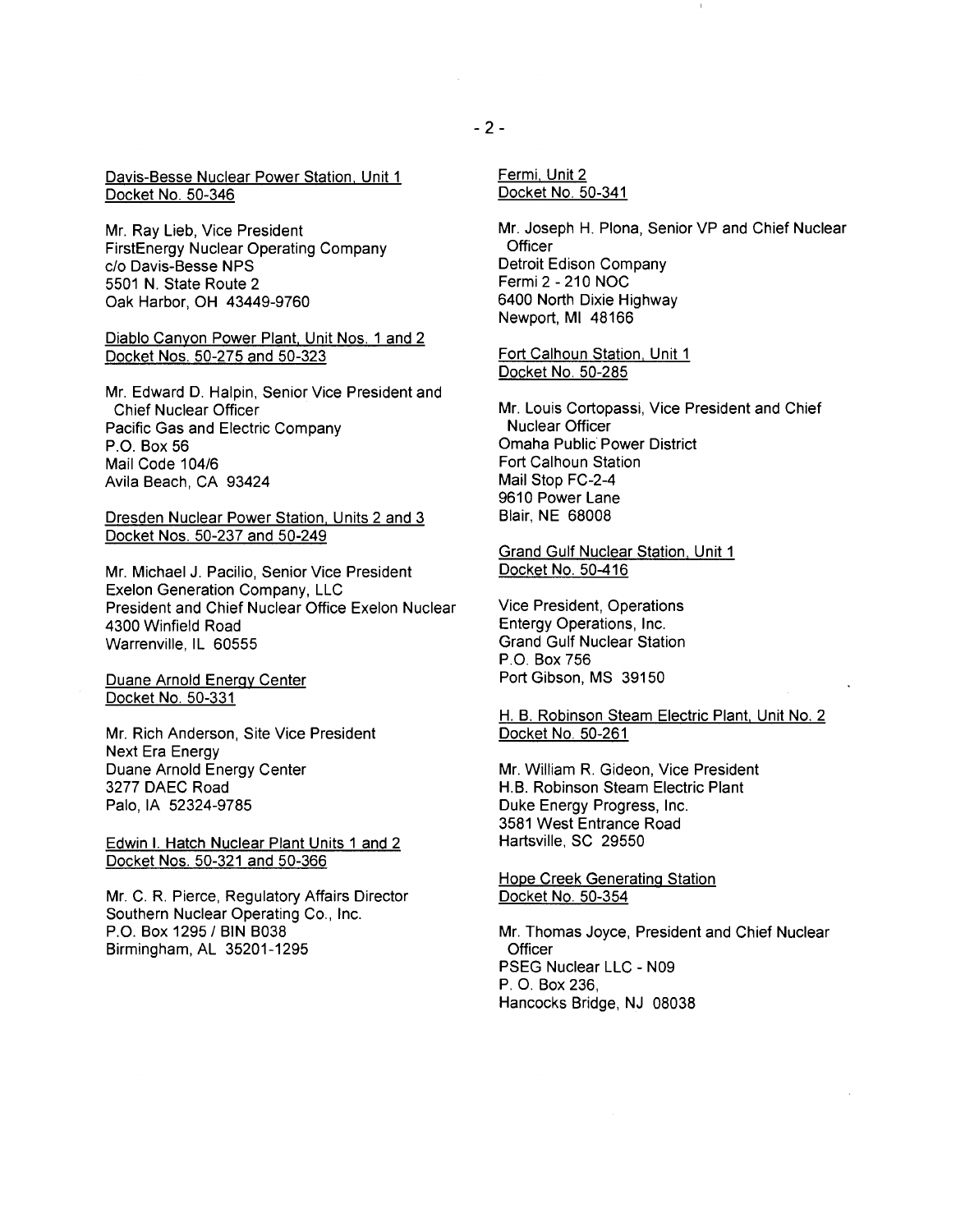Davis-Besse Nuclear Power Station, Unit 1
Docket No. 50-346

Mr. Ray Lieb, Vice President
FirstEnergy Nuclear Operating Company
c/o Davis-Besse NPS
5501 N. State Route 2
Oak Harbor, OH 43449-9760

Diablo Canyon Power Plant, Unit Nos. 1 and 2
Docket Nos. 50-275 and 50-323

Mr. Edward D. Halpin, Senior Vice President and Chief Nuclear Officer
Pacific Gas and Electric Company
P.O. Box 56
Mail Code 104/6
Avila Beach, CA 93424

Dresden Nuclear Power Station, Units 2 and 3
Docket Nos. 50-237 and 50-249

Mr. Michael J. Pacilio, Senior Vice President
Exelon Generation Company, LLC
President and Chief Nuclear Office Exelon Nuclear
4300 Winfield Road
Warrenville, IL 60555

Duane Arnold Energy Center
Docket No. 50-331

Mr. Rich Anderson, Site Vice President
Next Era Energy
Duane Arnold Energy Center
3277 DAEC Road
Palo, IA 52324-9785

Edwin I. Hatch Nuclear Plant Units 1 and 2
Docket Nos. 50-321 and 50-366

Mr. C. R. Pierce, Regulatory Affairs Director
Southern Nuclear Operating Co., Inc.
P.O. Box 1295 / BIN B038
Birmingham, AL 35201-1295

Fermi, Unit 2
Docket No. 50-341

Mr. Joseph H. Plona, Senior VP and Chief Nuclear Officer
Detroit Edison Company
Fermi 2 - 210 NOC
6400 North Dixie Highway
Newport, MI 48166

Fort Calhoun Station, Unit 1
Docket No. 50-285

Mr. Louis Cortopassi, Vice President and Chief Nuclear Officer
Omaha Public Power District
Fort Calhoun Station
Mail Stop FC-2-4
9610 Power Lane
Blair, NE 68008

Grand Gulf Nuclear Station, Unit 1
Docket No. 50-416

Vice President, Operations
Entergy Operations, Inc.
Grand Gulf Nuclear Station
P.O. Box 756
Port Gibson, MS 39150

H. B. Robinson Steam Electric Plant, Unit No. 2
Docket No. 50-261

Mr. William R. Gideon, Vice President
H.B. Robinson Steam Electric Plant
Duke Energy Progress, Inc.
3581 West Entrance Road
Hartsville, SC 29550

Hope Creek Generating Station
Docket No. 50-354

Mr. Thomas Joyce, President and Chief Nuclear Officer
PSEG Nuclear LLC - N09
P. O. Box 236,
Hancocks Bridge, NJ 08038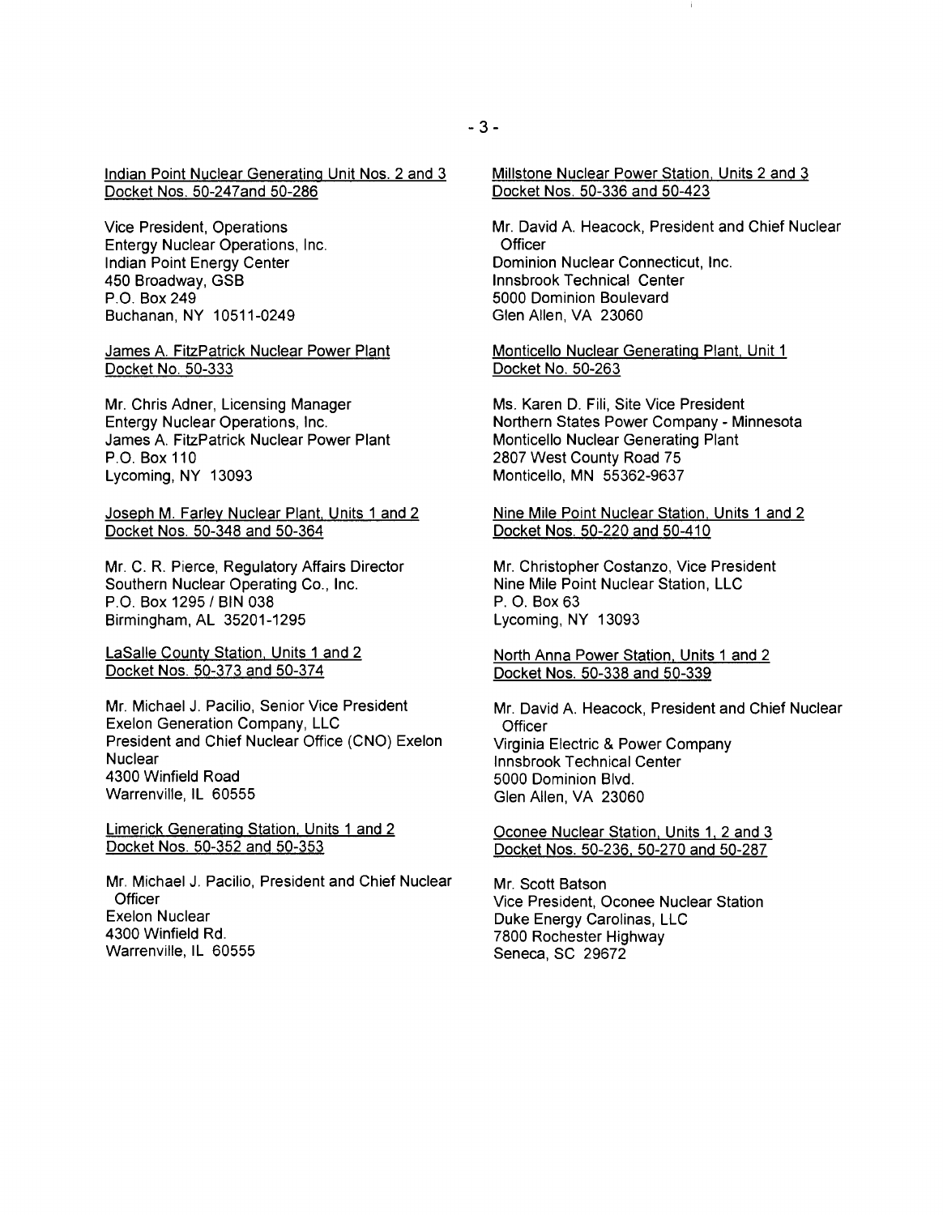Indian Point Nuclear Generating Unit Nos. 2 and 3
Docket Nos. 50-247and 50-286

Vice President, Operations
Entergy Nuclear Operations, Inc.
Indian Point Energy Center
450 Broadway, GSB
P.O. Box 249
Buchanan, NY 10511-0249

James A. FitzPatrick Nuclear Power Plant
Docket No. 50-333

Mr. Chris Adner, Licensing Manager
Entergy Nuclear Operations, Inc.
James A. FitzPatrick Nuclear Power Plant
P.O. Box 110
Lycoming, NY 13093

Joseph M. Farley Nuclear Plant, Units 1 and 2
Docket Nos. 50-348 and 50-364

Mr. C. R. Pierce, Regulatory Affairs Director
Southern Nuclear Operating Co., Inc.
P.O. Box 1295 / BIN 038
Birmingham, AL 35201-1295

LaSalle County Station, Units 1 and 2
Docket Nos. 50-373 and 50-374

Mr. Michael J. Pacilio, Senior Vice President
Exelon Generation Company, LLC
President and Chief Nuclear Office (CNO) Exelon Nuclear
4300 Winfield Road
Warrenville, IL 60555

Limerick Generating Station, Units 1 and 2
Docket Nos. 50-352 and 50-353

Mr. Michael J. Pacilio, President and Chief Nuclear Officer
Exelon Nuclear
4300 Winfield Rd.
Warrenville, IL 60555

Millstone Nuclear Power Station, Units 2 and 3
Docket Nos. 50-336 and 50-423

Mr. David A. Heacock, President and Chief Nuclear Officer
Dominion Nuclear Connecticut, Inc.
Innsbrook Technical Center
5000 Dominion Boulevard
Glen Allen, VA 23060

Monticello Nuclear Generating Plant, Unit 1
Docket No. 50-263

Ms. Karen D. Fili, Site Vice President
Northern States Power Company - Minnesota
Monticello Nuclear Generating Plant
2807 West County Road 75
Monticello, MN 55362-9637

Nine Mile Point Nuclear Station, Units 1 and 2
Docket Nos. 50-220 and 50-410

Mr. Christopher Costanzo, Vice President
Nine Mile Point Nuclear Station, LLC
P. O. Box 63
Lycoming, NY 13093

North Anna Power Station, Units 1 and 2
Docket Nos. 50-338 and 50-339

Mr. David A. Heacock, President and Chief Nuclear Officer
Virginia Electric & Power Company
Innsbrook Technical Center
5000 Dominion Blvd.
Glen Allen, VA 23060

Oconee Nuclear Station, Units 1, 2 and 3
Docket Nos. 50-236, 50-270 and 50-287

Mr. Scott Batson
Vice President, Oconee Nuclear Station
Duke Energy Carolinas, LLC
7800 Rochester Highway
Seneca, SC 29672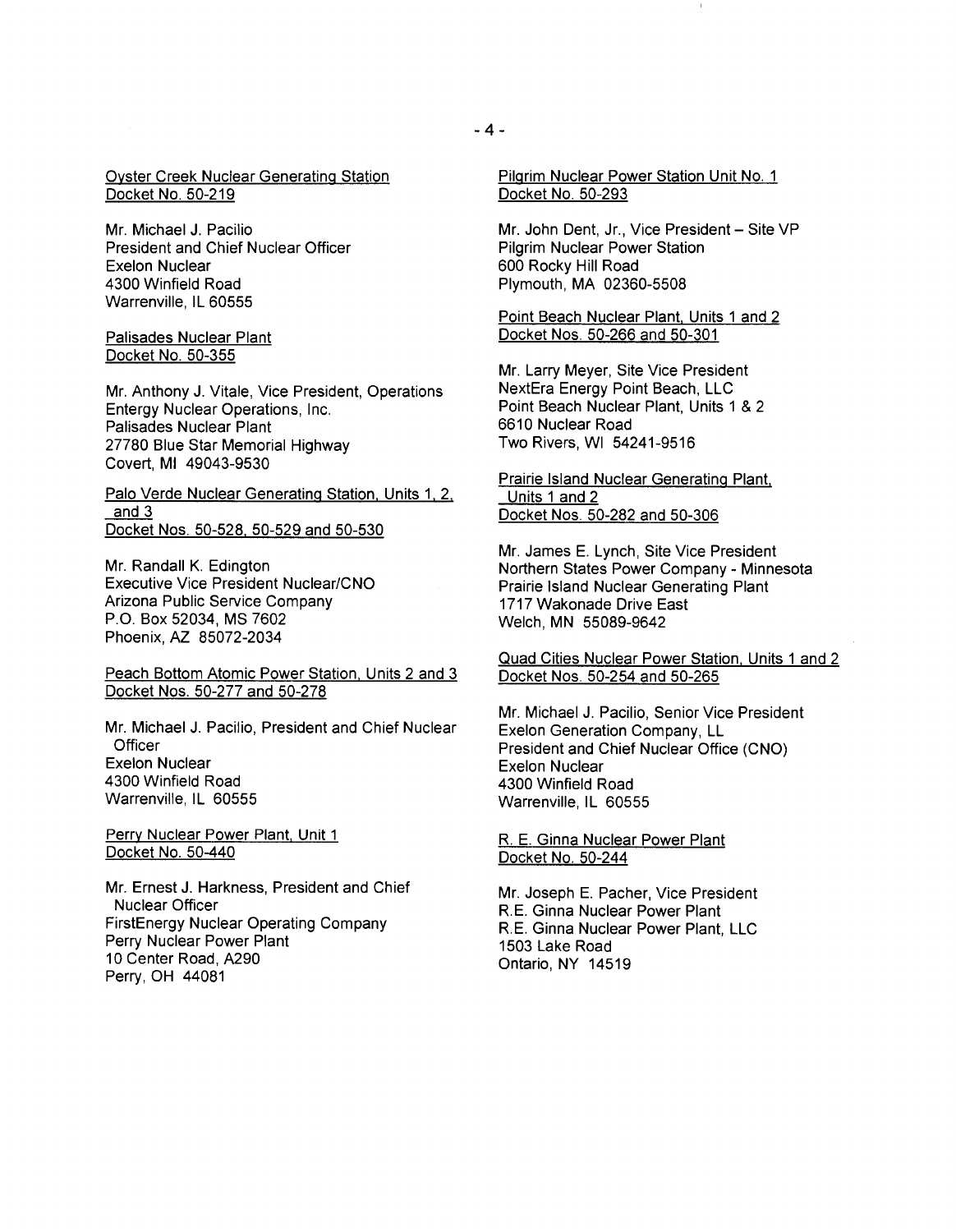Oyster Creek Nuclear Generating Station
Docket No. 50-219

Mr. Michael J. Pacilio
President and Chief Nuclear Officer
Exelon Nuclear
4300 Winfield Road
Warrenville, IL 60555

Palisades Nuclear Plant
Docket No. 50-355

Mr. Anthony J. Vitale, Vice President, Operations
Entergy Nuclear Operations, Inc.
Palisades Nuclear Plant
27780 Blue Star Memorial Highway
Covert, MI 49043-9530

Palo Verde Nuclear Generating Station, Units 1, 2, and 3
Docket Nos. 50-528, 50-529 and 50-530

Mr. Randall K. Edington
Executive Vice President Nuclear/CNO
Arizona Public Service Company
P.O. Box 52034, MS 7602
Phoenix, AZ 85072-2034

Peach Bottom Atomic Power Station, Units 2 and 3
Docket Nos. 50-277 and 50-278

Mr. Michael J. Pacilio, President and Chief Nuclear Officer
Exelon Nuclear
4300 Winfield Road
Warrenville, IL 60555

Perry Nuclear Power Plant, Unit 1
Docket No. 50-440

Mr. Ernest J. Harkness, President and Chief Nuclear Officer
FirstEnergy Nuclear Operating Company
Perry Nuclear Power Plant
10 Center Road, A290
Perry, OH 44081

Pilgrim Nuclear Power Station Unit No. 1
Docket No. 50-293

Mr. John Dent, Jr., Vice President – Site VP
Pilgrim Nuclear Power Station
600 Rocky Hill Road
Plymouth, MA 02360-5508

Point Beach Nuclear Plant, Units 1 and 2
Docket Nos. 50-266 and 50-301

Mr. Larry Meyer, Site Vice President
NextEra Energy Point Beach, LLC
Point Beach Nuclear Plant, Units 1 & 2
6610 Nuclear Road
Two Rivers, WI 54241-9516

Prairie Island Nuclear Generating Plant, Units 1 and 2
Docket Nos. 50-282 and 50-306

Mr. James E. Lynch, Site Vice President
Northern States Power Company - Minnesota
Prairie Island Nuclear Generating Plant
1717 Wakonade Drive East
Welch, MN 55089-9642

Quad Cities Nuclear Power Station, Units 1 and 2
Docket Nos. 50-254 and 50-265

Mr. Michael J. Pacilio, Senior Vice President
Exelon Generation Company, LL
President and Chief Nuclear Office (CNO)
Exelon Nuclear
4300 Winfield Road
Warrenville, IL 60555

R. E. Ginna Nuclear Power Plant
Docket No. 50-244

Mr. Joseph E. Pacher, Vice President
R.E. Ginna Nuclear Power Plant
R.E. Ginna Nuclear Power Plant, LLC
1503 Lake Road
Ontario, NY 14519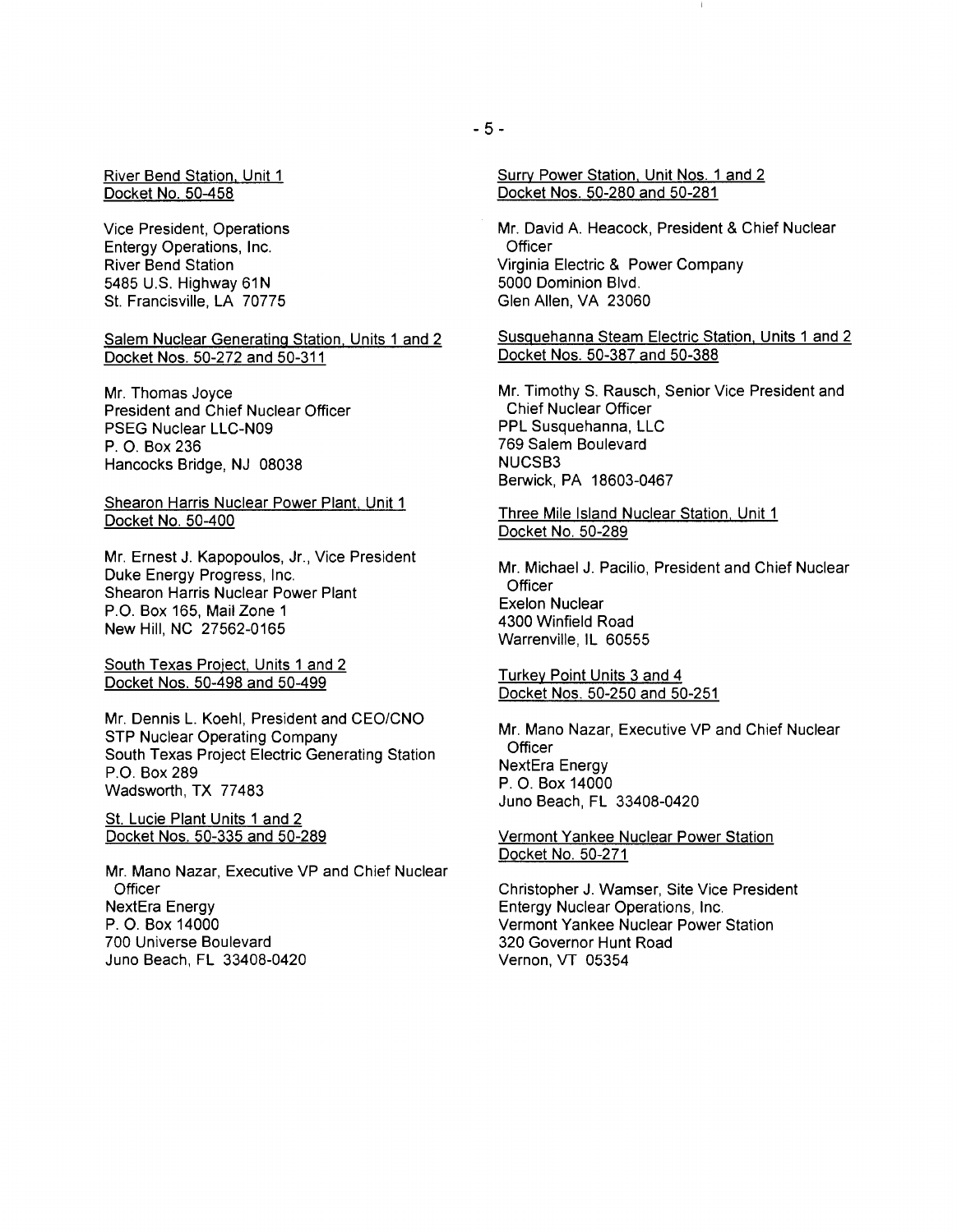River Bend Station, Unit 1
Docket No. 50-458

Vice President, Operations
Entergy Operations, Inc.
River Bend Station
5485 U.S. Highway 61N
St. Francisville, LA 70775

Salem Nuclear Generating Station, Units 1 and 2
Docket Nos. 50-272 and 50-311

Mr. Thomas Joyce
President and Chief Nuclear Officer
PSEG Nuclear LLC-N09
P. O. Box 236
Hancocks Bridge, NJ 08038

Shearon Harris Nuclear Power Plant, Unit 1
Docket No. 50-400

Mr. Ernest J. Kapopoulos, Jr., Vice President
Duke Energy Progress, Inc.
Shearon Harris Nuclear Power Plant
P.O. Box 165, Mail Zone 1
New Hill, NC 27562-0165

South Texas Project, Units 1 and 2
Docket Nos. 50-498 and 50-499

Mr. Dennis L. Koehl, President and CEO/CNO
STP Nuclear Operating Company
South Texas Project Electric Generating Station
P.O. Box 289
Wadsworth, TX 77483

St. Lucie Plant Units 1 and 2
Docket Nos. 50-335 and 50-289

Mr. Mano Nazar, Executive VP and Chief Nuclear Officer
NextEra Energy
P. O. Box 14000
700 Universe Boulevard
Juno Beach, FL 33408-0420

Surry Power Station, Unit Nos. 1 and 2
Docket Nos. 50-280 and 50-281

Mr. David A. Heacock, President & Chief Nuclear Officer
Virginia Electric & Power Company
5000 Dominion Blvd.
Glen Allen, VA 23060

Susquehanna Steam Electric Station, Units 1 and 2
Docket Nos. 50-387 and 50-388

Mr. Timothy S. Rausch, Senior Vice President and Chief Nuclear Officer
PPL Susquehanna, LLC
769 Salem Boulevard
NUCSB3
Berwick, PA 18603-0467

Three Mile Island Nuclear Station, Unit 1
Docket No. 50-289

Mr. Michael J. Pacilio, President and Chief Nuclear Officer
Exelon Nuclear
4300 Winfield Road
Warrenville, IL 60555

Turkey Point Units 3 and 4
Docket Nos. 50-250 and 50-251

Mr. Mano Nazar, Executive VP and Chief Nuclear Officer
NextEra Energy
P. O. Box 14000
Juno Beach, FL 33408-0420

Vermont Yankee Nuclear Power Station
Docket No. 50-271

Christopher J. Wamser, Site Vice President
Entergy Nuclear Operations, Inc.
Vermont Yankee Nuclear Power Station
320 Governor Hunt Road
Vernon, VT 05354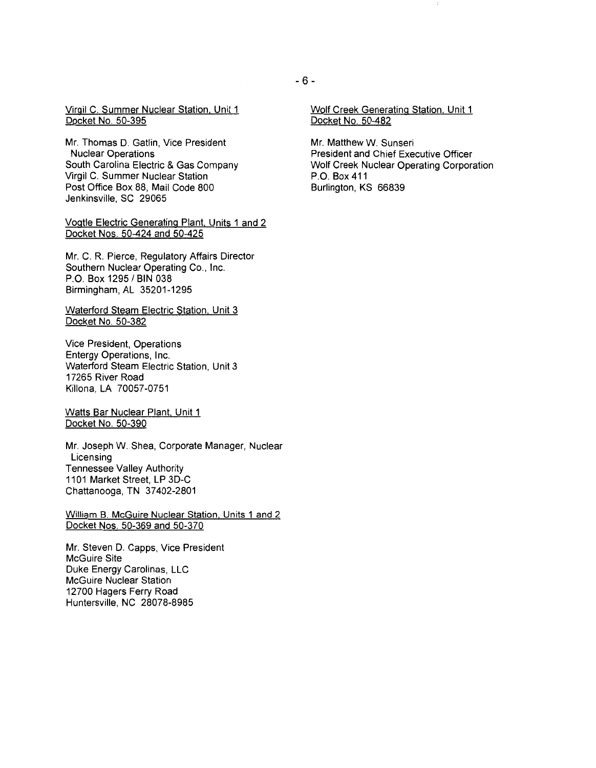Virgil C. Summer Nuclear Station, Unit 1
Docket No. 50-395

Mr. Thomas D. Gatlin, Vice President
Nuclear Operations
South Carolina Electric & Gas Company
Virgil C. Summer Nuclear Station
Post Office Box 88, Mail Code 800
Jenkinsville, SC 29065

Vogtle Electric Generating Plant, Units 1 and 2
Docket Nos. 50-424 and 50-425

Mr. C. R. Pierce, Regulatory Affairs Director
Southern Nuclear Operating Co., Inc.
P.O. Box 1295 / BIN 038
Birmingham, AL 35201-1295

Waterford Steam Electric Station, Unit 3
Docket No. 50-382

Vice President, Operations
Entergy Operations, Inc.
Waterford Steam Electric Station, Unit 3
17265 River Road
Killona, LA 70057-0751

Watts Bar Nuclear Plant, Unit 1
Docket No. 50-390

Mr. Joseph W. Shea, Corporate Manager, Nuclear Licensing
Tennessee Valley Authority
1101 Market Street, LP 3D-C
Chattanooga, TN 37402-2801

William B. McGuire Nuclear Station, Units 1 and 2
Docket Nos. 50-369 and 50-370

Mr. Steven D. Capps, Vice President
McGuire Site
Duke Energy Carolinas, LLC
McGuire Nuclear Station
12700 Hagers Ferry Road
Huntersville, NC 28078-8985

Wolf Creek Generating Station, Unit 1
Docket No. 50-482

Mr. Matthew W. Sunseri
President and Chief Executive Officer
Wolf Creek Nuclear Operating Corporation
P.O. Box 411
Burlington, KS 66839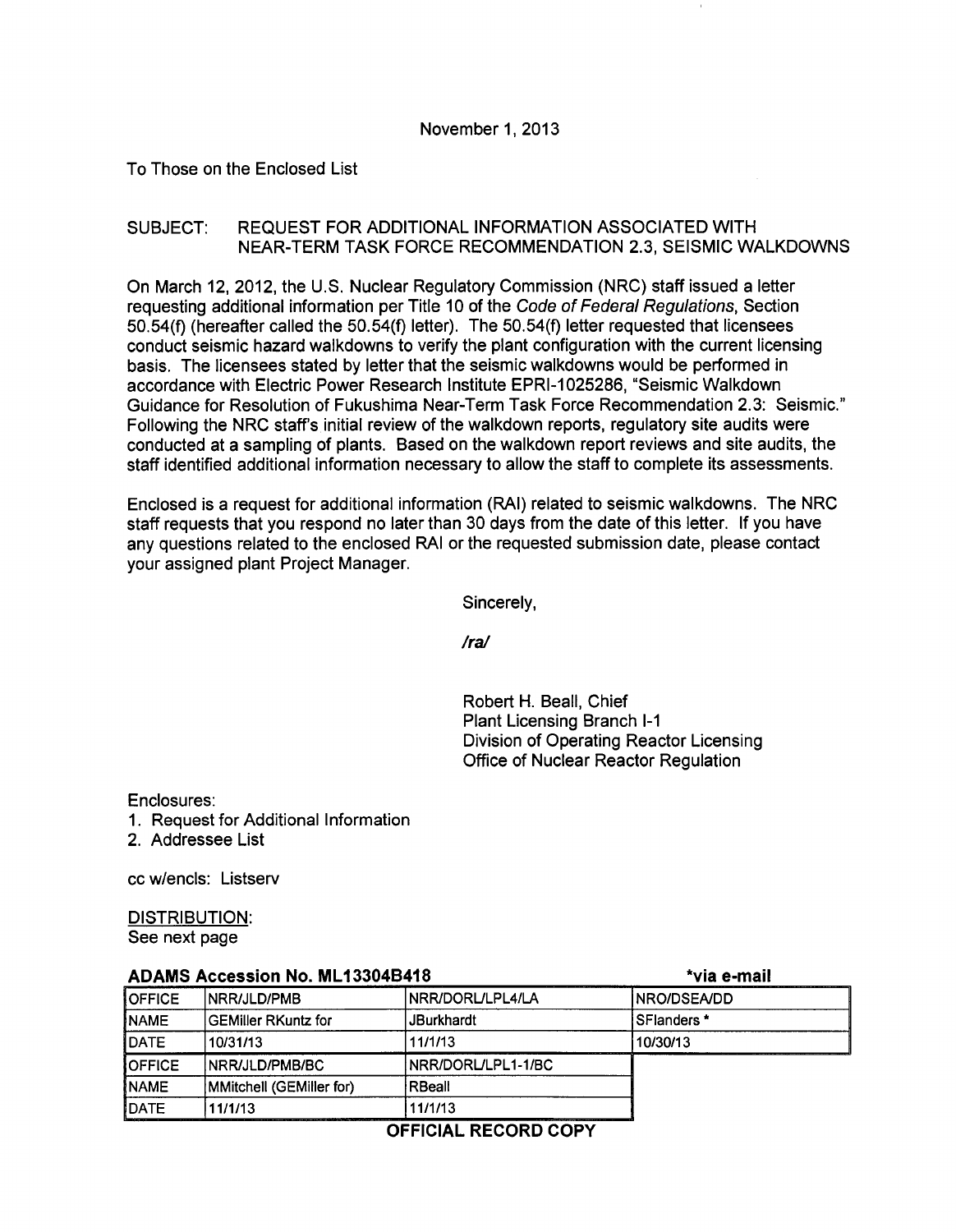November 1, 2013

To Those on the Enclosed List

SUBJECT: REQUEST FOR ADDITIONAL INFORMATION ASSOCIATED WITH NEAR-TERM TASK FORCE RECOMMENDATION 2.3, SEISMIC WALKDOWNS

On March 12, 2012, the U.S. Nuclear Regulatory Commission (NRC) staff issued a letter requesting additional information per Title 10 of the *Code of Federal Regulations*, Section 50.54(f) (hereafter called the 50.54(f) letter). The 50.54(f) letter requested that licensees conduct seismic hazard walkdowns to verify the plant configuration with the current licensing basis. The licensees stated by letter that the seismic walkdowns would be performed in accordance with Electric Power Research Institute EPRI-1025286, "Seismic Walkdown Guidance for Resolution of Fukushima Near-Term Task Force Recommendation 2.3: Seismic." Following the NRC staff's initial review of the walkdown reports, regulatory site audits were conducted at a sampling of plants. Based on the walkdown report reviews and site audits, the staff identified additional information necessary to allow the staff to complete its assessments.

Enclosed is a request for additional information (RAI) related to seismic walkdowns. The NRC staff requests that you respond no later than 30 days from the date of this letter. If you have any questions related to the enclosed RAI or the requested submission date, please contact your assigned plant Project Manager.

Sincerely,

*/ra/*

Robert H. Beall, Chief
Plant Licensing Branch I-1
Division of Operating Reactor Licensing
Office of Nuclear Reactor Regulation

Enclosures:
1. Request for Additional Information
2. Addressee List

cc w/encls: Listserv

DISTRIBUTION:
See next page

**ADAMS Accession No. ML13304B418** **\*via e-mail**

| OFFICE | NRR/JLD/PMB | NRR/DORL/LPL4/LA | NRO/DSEA/DD |
|---|---|---|---|
| NAME | GEMiller RKuntz for | JBurkhardt | SFlanders * |
| DATE | 10/31/13 | 11/1/13 | 10/30/13 |
| OFFICE | NRR/JLD/PMB/BC | NRR/DORL/LPL1-1/BC | |
| NAME | MMitchell (GEMiller for) | RBeall | |
| DATE | 11/1/13 | 11/1/13 | |

**OFFICIAL RECORD COPY**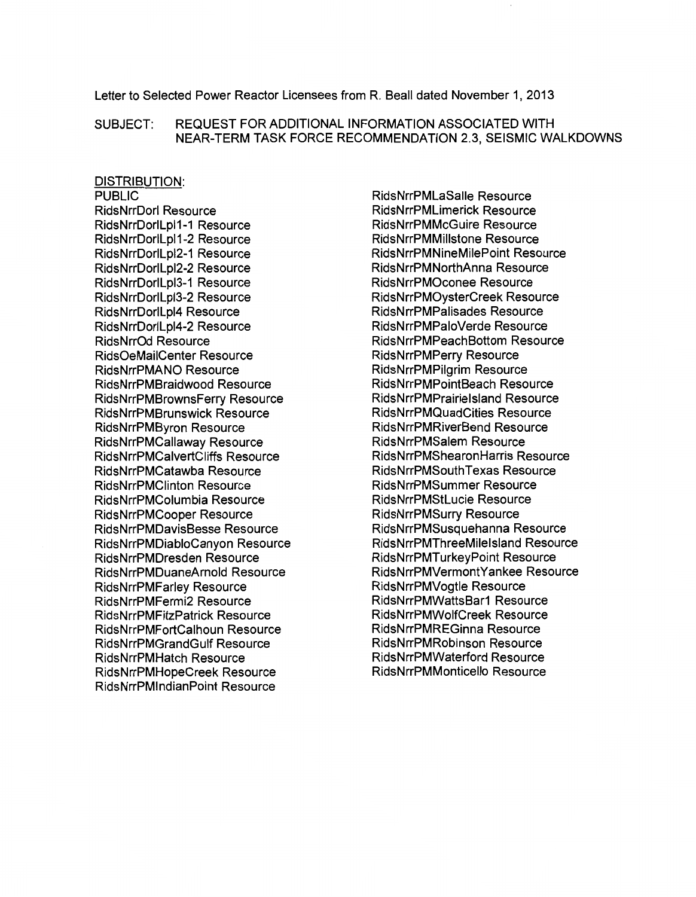Letter to Selected Power Reactor Licensees from R. Beall dated November 1, 2013

SUBJECT: REQUEST FOR ADDITIONAL INFORMATION ASSOCIATED WITH NEAR-TERM TASK FORCE RECOMMENDATION 2.3, SEISMIC WALKDOWNS

DISTRIBUTION:

PUBLIC
RidsNrrDorl Resource
RidsNrrDorlLpl1-1 Resource
RidsNrrDorlLpl1-2 Resource
RidsNrrDorlLpl2-1 Resource
RidsNrrDorlLpl2-2 Resource
RidsNrrDorlLpl3-1 Resource
RidsNrrDorlLpl3-2 Resource
RidsNrrDorlLpl4 Resource
RidsNrrDorlLpl4-2 Resource
RidsNrrOd Resource
RidsOeMailCenter Resource
RidsNrrPMANO Resource
RidsNrrPMBraidwood Resource
RidsNrrPMBrownsFerry Resource
RidsNrrPMBrunswick Resource
RidsNrrPMByron Resource
RidsNrrPMCallaway Resource
RidsNrrPMCalvertCliffs Resource
RidsNrrPMCatawba Resource
RidsNrrPMClinton Resource
RidsNrrPMColumbia Resource
RidsNrrPMCooper Resource
RidsNrrPMDavisBesse Resource
RidsNrrPMDiabloCanyon Resource
RidsNrrPMDresden Resource
RidsNrrPMDuaneArnold Resource
RidsNrrPMFarley Resource
RidsNrrPMFermi2 Resource
RidsNrrPMFitzPatrick Resource
RidsNrrPMFortCalhoun Resource
RidsNrrPMGrandGulf Resource
RidsNrrPMHatch Resource
RidsNrrPMHopeCreek Resource
RidsNrrPMIndianPoint Resource
RidsNrrPMLaSalle Resource
RidsNrrPMLimerick Resource
RidsNrrPMMcGuire Resource
RidsNrrPMMillstone Resource
RidsNrrPMNineMilePoint Resource
RidsNrrPMNorthAnna Resource
RidsNrrPMOconee Resource
RidsNrrPMOysterCreek Resource
RidsNrrPMPalisades Resource
RidsNrrPMPaloVerde Resource
RidsNrrPMPeachBottom Resource
RidsNrrPMPerry Resource
RidsNrrPMPilgrim Resource
RidsNrrPMPointBeach Resource
RidsNrrPMPrairieIsland Resource
RidsNrrPMQuadCities Resource
RidsNrrPMRiverBend Resource
RidsNrrPMSalem Resource
RidsNrrPMShearonHarris Resource
RidsNrrPMSouthTexas Resource
RidsNrrPMSummer Resource
RidsNrrPMStLucie Resource
RidsNrrPMSurry Resource
RidsNrrPMSusquehanna Resource
RidsNrrPMThreeMileIsland Resource
RidsNrrPMTurkeyPoint Resource
RidsNrrPMVermontYankee Resource
RidsNrrPMVogtle Resource
RidsNrrPMWattsBar1 Resource
RidsNrrPMWolfCreek Resource
RidsNrrPMREGinna Resource
RidsNrrPMRobinson Resource
RidsNrrPMWaterford Resource
RidsNrrPMMonticello Resource